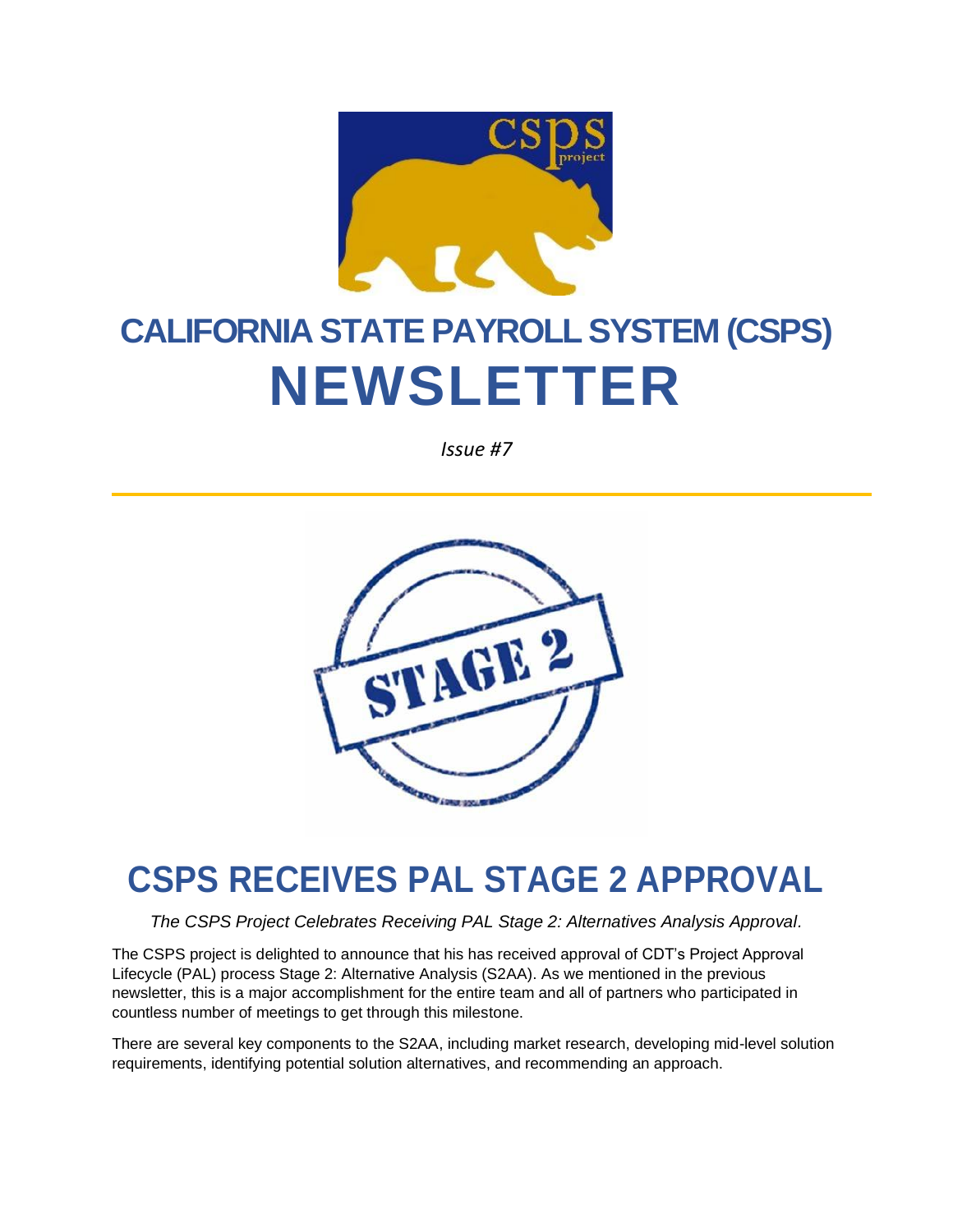# CALIFORNIA STATE PAYROLL SYSTEM (CSPS) NEWSLETTER

*Issue #7*

## CSPS RECEIVES PAL STAGE 2 APPROVAL

*The CSPS Project Celebrates Receiving PAL Stage 2: Alternatives Analysis Approval.*

The CSPS project is delighted to announce that his has received approval of CDT's Project Approval Lifecycle (PAL) process Stage 2: Alternative Analysis (S2AA). As we mentioned in the previous newsletter, this is a major accomplishment for the entire team and all of partners who participated in countless number of meetings to get through this milestone.

There are several key components to the S2AA, including market research, developing mid-level solution requirements, identifying potential solution alternatives, and recommending an approach.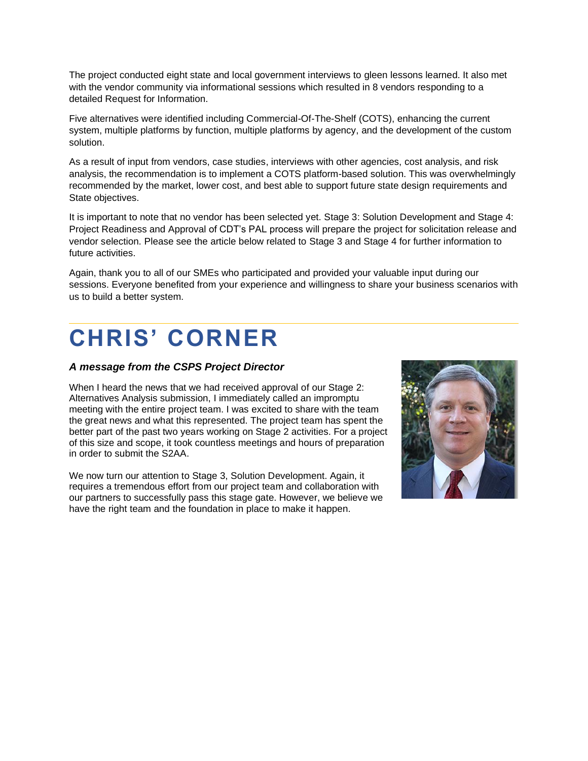The project conducted eight state and local government interviews to gleen lessons learned. It also met with the vendor community via informational sessions which resulted in 8 vendors responding to a detailed Request for Information.

Five alternatives were identified including Commercial-Of-The-Shelf (COTS), enhancing the current system, multiple platforms by function, multiple platforms by agency, and the development of the custom solution.

As a result of input from vendors, case studies, interviews with other agencies, cost analysis, and risk analysis, the recommendation is to implement a COTS platform-based solution. This was overwhelmingly recommended by the market, lower cost, and best able to support future state design requirements and State objectives.

It is important to note that no vendor has been selected yet. Stage 3: Solution Development and Stage 4: Project Readiness and Approval of CDT's PAL process will prepare the project for solicitation release and vendor selection. Please see the article below related to Stage 3 and Stage 4 for further information to future activities.

Again, thank you to all of our SMEs who participated and provided your valuable input during our sessions. Everyone benefited from your experience and willingness to share your business scenarios with us to build a better system.

# CHRIS' CORNER

### *A message from the CSPS Project Director*

When I heard the news that we had received approval of our Stage 2: Alternatives Analysis submission, I immediately called an impromptu meeting with the entire project team. I was excited to share with the team the great news and what this represented. The project team has spent the better part of the past two years working on Stage 2 activities. For a project of this size and scope, it took countless meetings and hours of preparation in order to submit the S2AA.

We now turn our attention to Stage 3, Solution Development. Again, it requires a tremendous effort from our project team and collaboration with our partners to successfully pass this stage gate. However, we believe we have the right team and the foundation in place to make it happen.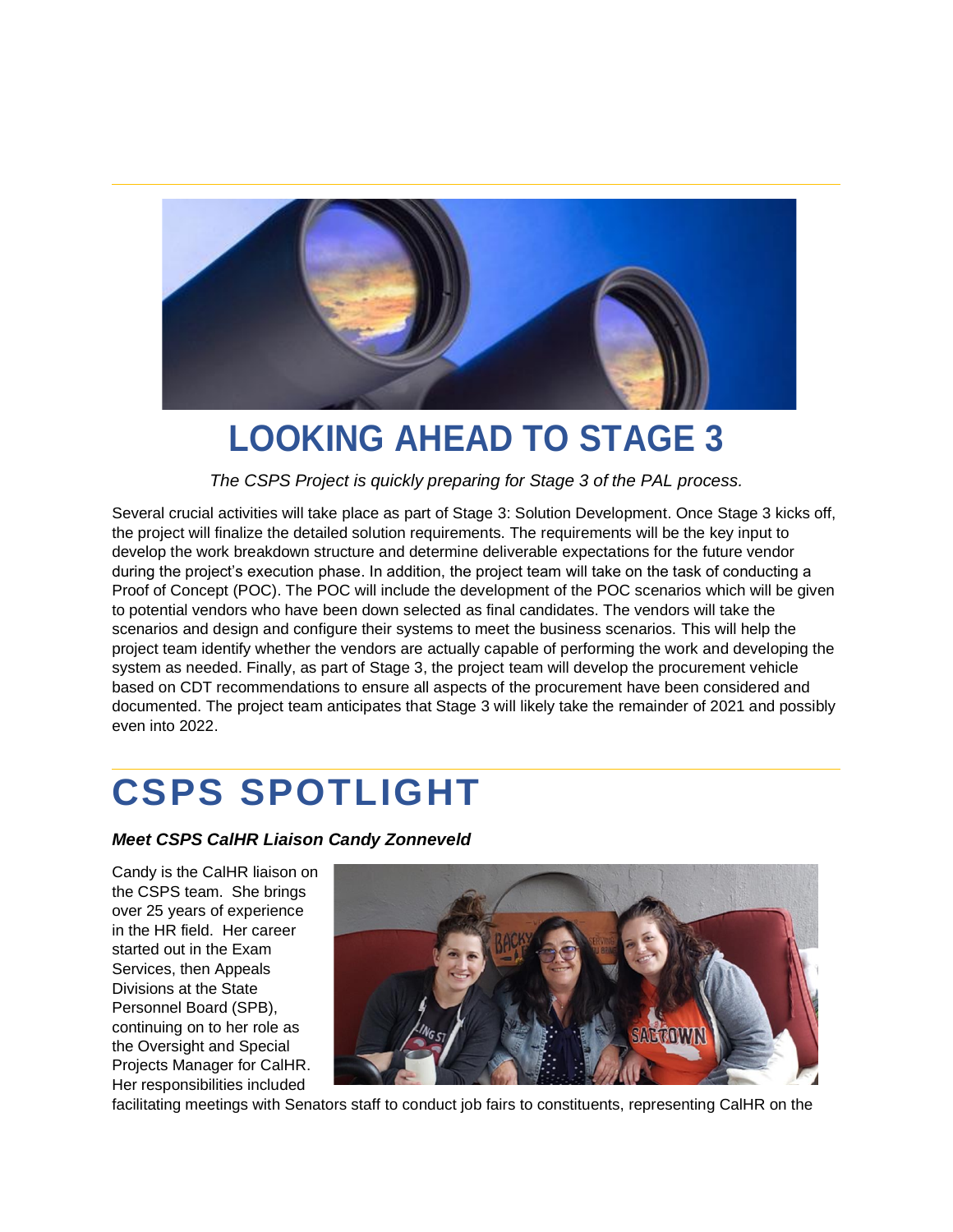# LOOKING AHEAD TO STAGE 3

*The CSPS Project is quickly preparing for Stage 3 of the PAL process.*

Several crucial activities will take place as part of Stage 3: Solution Development. Once Stage 3 kicks off, the project will finalize the detailed solution requirements. The requirements will be the key input to develop the work breakdown structure and determine deliverable expectations for the future vendor during the project's execution phase. In addition, the project team will take on the task of conducting a Proof of Concept (POC). The POC will include the development of the POC scenarios which will be given to potential vendors who have been down selected as final candidates. The vendors will take the scenarios and design and configure their systems to meet the business scenarios. This will help the project team identify whether the vendors are actually capable of performing the work and developing the system as needed. Finally, as part of Stage 3, the project team will develop the procurement vehicle based on CDT recommendations to ensure all aspects of the procurement have been considered and documented. The project team anticipates that Stage 3 will likely take the remainder of 2021 and possibly even into 2022.

# CSPS SPOTLIGHT

***Meet CSPS CalHR Liaison Candy Zonneveld***

Candy is the CalHR liaison on the CSPS team. She brings over 25 years of experience in the HR field. Her career started out in the Exam Services, then Appeals Divisions at the State Personnel Board (SPB), continuing on to her role as the Oversight and Special Projects Manager for CalHR. Her responsibilities included facilitating meetings with Senators staff to conduct job fairs to constituents, representing CalHR on the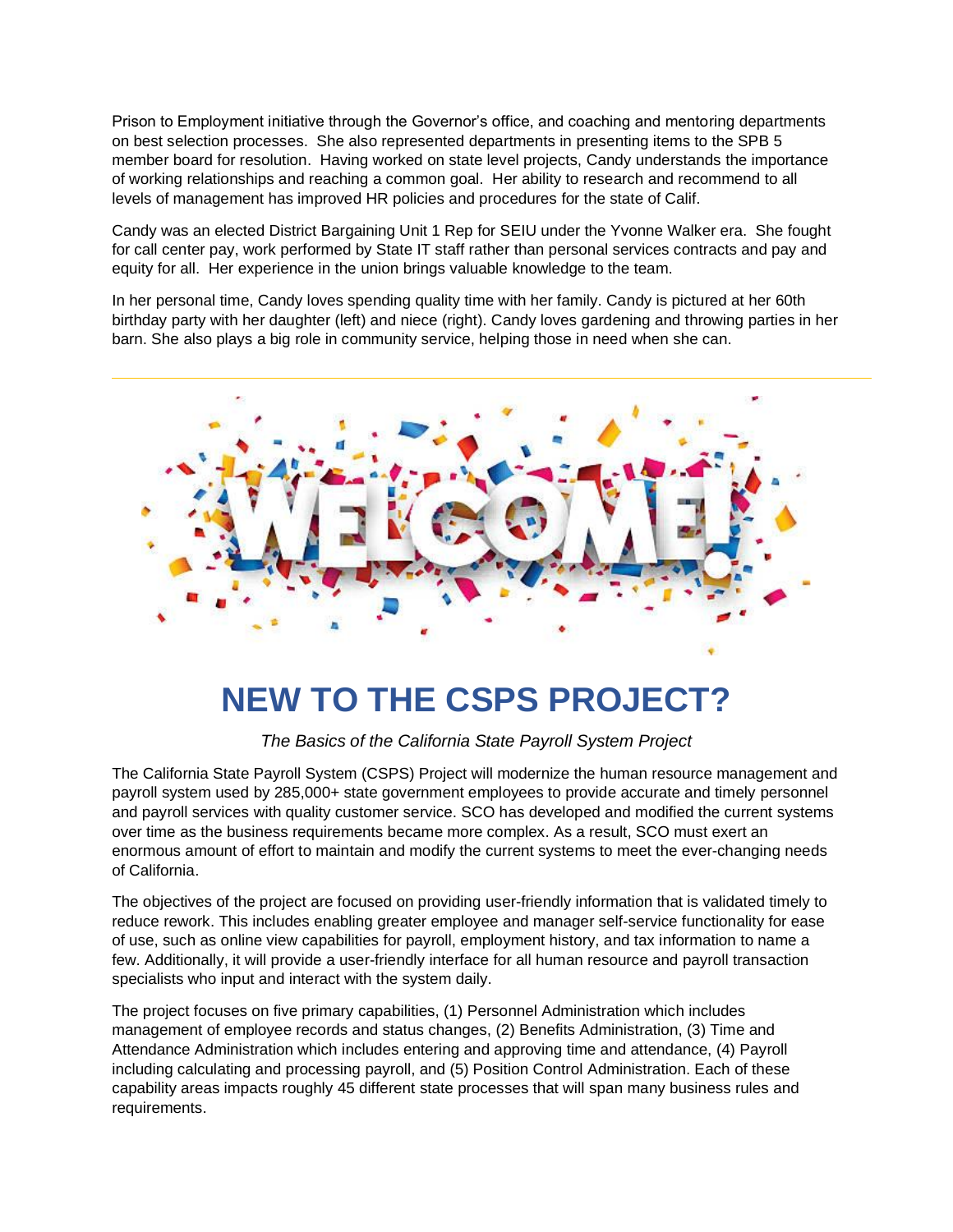Prison to Employment initiative through the Governor's office, and coaching and mentoring departments on best selection processes. She also represented departments in presenting items to the SPB 5 member board for resolution. Having worked on state level projects, Candy understands the importance of working relationships and reaching a common goal. Her ability to research and recommend to all levels of management has improved HR policies and procedures for the state of Calif.

Candy was an elected District Bargaining Unit 1 Rep for SEIU under the Yvonne Walker era. She fought for call center pay, work performed by State IT staff rather than personal services contracts and pay and equity for all. Her experience in the union brings valuable knowledge to the team.

In her personal time, Candy loves spending quality time with her family. Candy is pictured at her 60th birthday party with her daughter (left) and niece (right). Candy loves gardening and throwing parties in her barn. She also plays a big role in community service, helping those in need when she can.

---

WELCOME!

# NEW TO THE CSPS PROJECT?

*The Basics of the California State Payroll System Project*

The California State Payroll System (CSPS) Project will modernize the human resource management and payroll system used by 285,000+ state government employees to provide accurate and timely personnel and payroll services with quality customer service. SCO has developed and modified the current systems over time as the business requirements became more complex. As a result, SCO must exert an enormous amount of effort to maintain and modify the current systems to meet the ever-changing needs of California.

The objectives of the project are focused on providing user-friendly information that is validated timely to reduce rework. This includes enabling greater employee and manager self-service functionality for ease of use, such as online view capabilities for payroll, employment history, and tax information to name a few. Additionally, it will provide a user-friendly interface for all human resource and payroll transaction specialists who input and interact with the system daily.

The project focuses on five primary capabilities, (1) Personnel Administration which includes management of employee records and status changes, (2) Benefits Administration, (3) Time and Attendance Administration which includes entering and approving time and attendance, (4) Payroll including calculating and processing payroll, and (5) Position Control Administration. Each of these capability areas impacts roughly 45 different state processes that will span many business rules and requirements.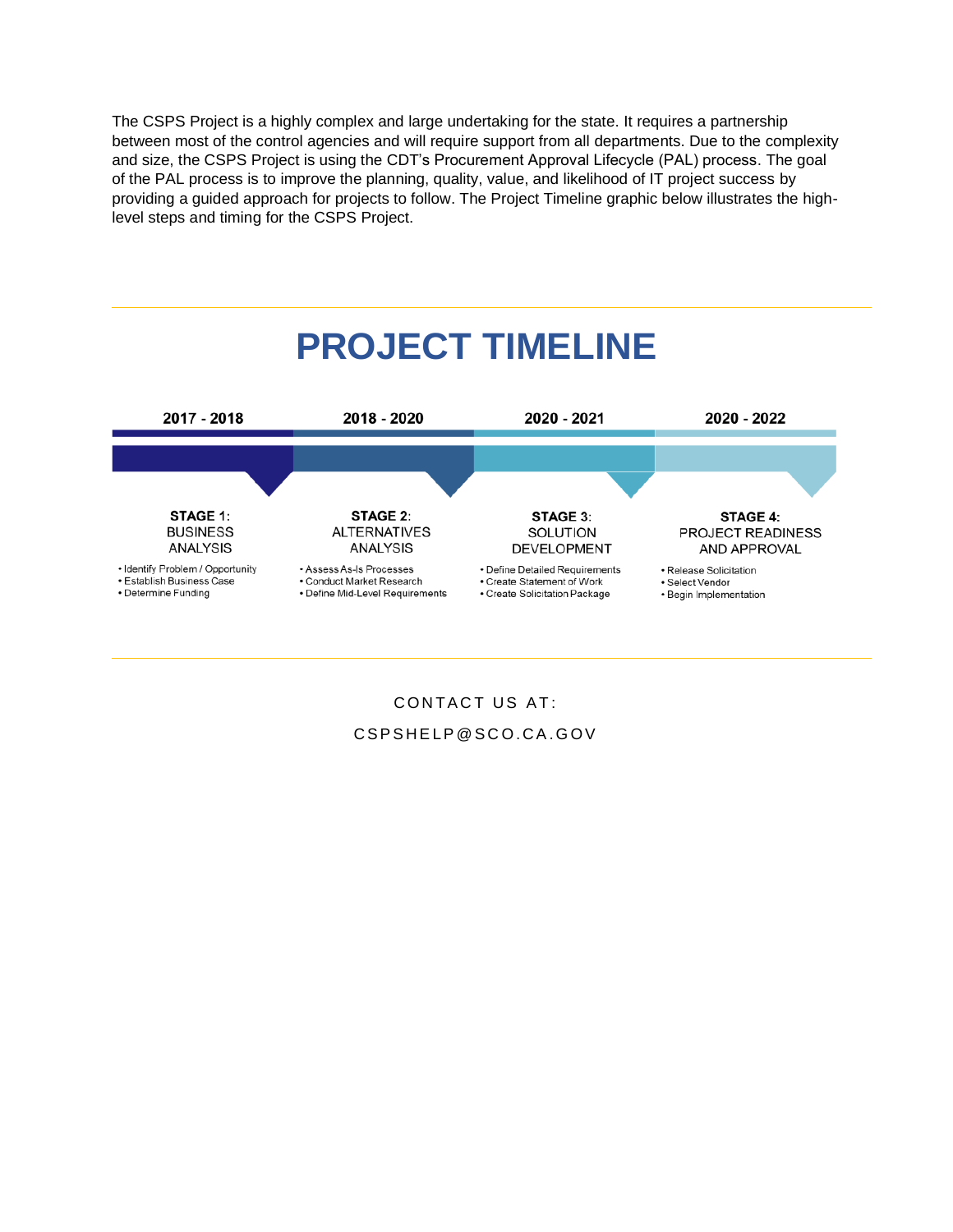The CSPS Project is a highly complex and large undertaking for the state. It requires a partnership between most of the control agencies and will require support from all departments. Due to the complexity and size, the CSPS Project is using the CDT's Procurement Approval Lifecycle (PAL) process. The goal of the PAL process is to improve the planning, quality, value, and likelihood of IT project success by providing a guided approach for projects to follow. The Project Timeline graphic below illustrates the high-level steps and timing for the CSPS Project.

# PROJECT TIMELINE

2017 - 2018

**STAGE 1:** BUSINESS ANALYSIS

- Identify Problem / Opportunity
- Establish Business Case
- Determine Funding

2018 - 2020

**STAGE 2:** ALTERNATIVES ANALYSIS

- Assess As-Is Processes
- Conduct Market Research
- Define Mid-Level Requirements

2020 - 2021

**STAGE 3:** SOLUTION DEVELOPMENT

- Define Detailed Requirements
- Create Statement of Work
- Create Solicitation Package

2020 - 2022

**STAGE 4:** PROJECT READINESS AND APPROVAL

- Release Solicitation
- Select Vendor
- Begin Implementation

CONTACT US AT:

CSPSHELP@SCO.CA.GOV